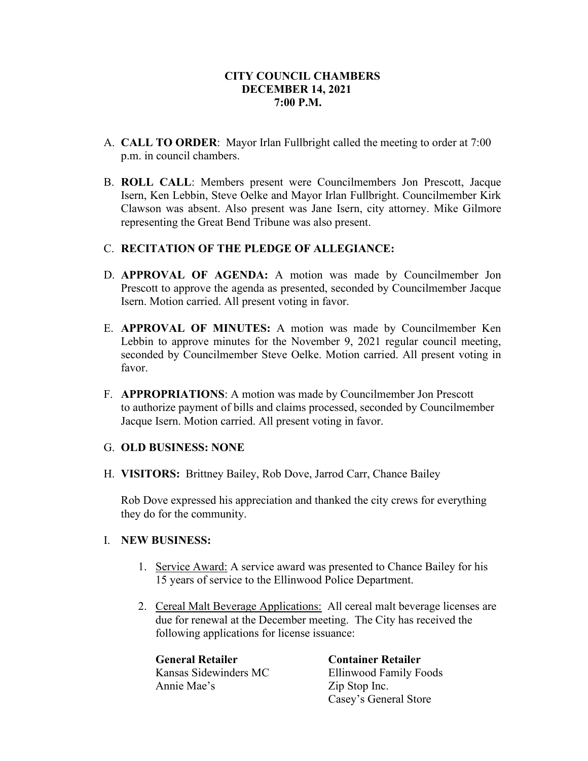# CITY COUNCIL CHAMBERS
# DECEMBER 14, 2021
# 7:00 P.M.

A. **CALL TO ORDER**: Mayor Irlan Fullbright called the meeting to order at 7:00 p.m. in council chambers.

B. **ROLL CALL**: Members present were Councilmembers Jon Prescott, Jacque Isern, Ken Lebbin, Steve Oelke and Mayor Irlan Fullbright. Councilmember Kirk Clawson was absent. Also present was Jane Isern, city attorney. Mike Gilmore representing the Great Bend Tribune was also present.

C. **RECITATION OF THE PLEDGE OF ALLEGIANCE:**

D. **APPROVAL OF AGENDA:** A motion was made by Councilmember Jon Prescott to approve the agenda as presented, seconded by Councilmember Jacque Isern. Motion carried. All present voting in favor.

E. **APPROVAL OF MINUTES:** A motion was made by Councilmember Ken Lebbin to approve minutes for the November 9, 2021 regular council meeting, seconded by Councilmember Steve Oelke. Motion carried. All present voting in favor.

F. **APPROPRIATIONS**: A motion was made by Councilmember Jon Prescott to authorize payment of bills and claims processed, seconded by Councilmember Jacque Isern. Motion carried. All present voting in favor.

G. **OLD BUSINESS: NONE**

H. **VISITORS:** Brittney Bailey, Rob Dove, Jarrod Carr, Chance Bailey

Rob Dove expressed his appreciation and thanked the city crews for everything they do for the community.

I. **NEW BUSINESS:**

1. Service Award: A service award was presented to Chance Bailey for his 15 years of service to the Ellinwood Police Department.

2. Cereal Malt Beverage Applications: All cereal malt beverage licenses are due for renewal at the December meeting. The City has received the following applications for license issuance:

| **General Retailer** | **Container Retailer** |
|---|---|
| Kansas Sidewinders MC | Ellinwood Family Foods |
| Annie Mae's | Zip Stop Inc. |
| | Casey's General Store |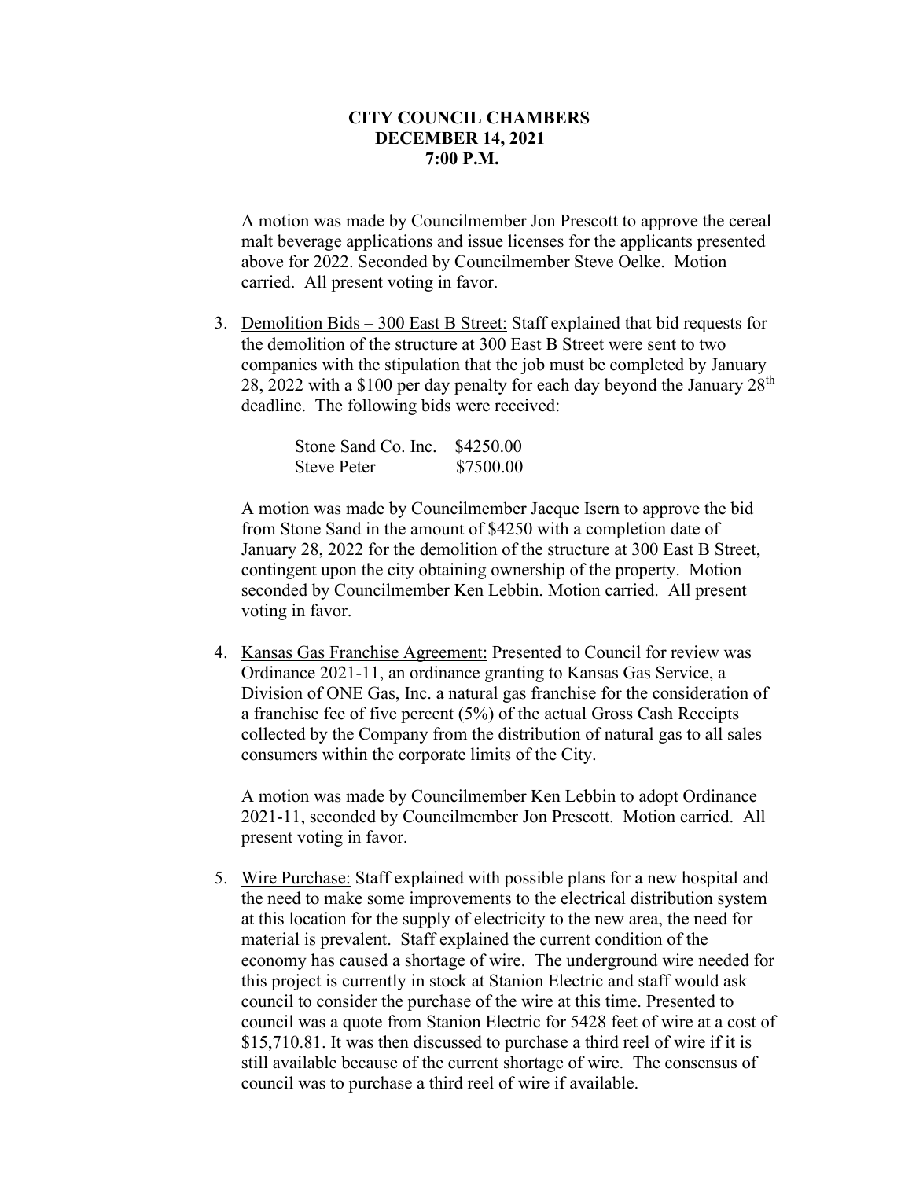**CITY COUNCIL CHAMBERS**
**DECEMBER 14, 2021**
**7:00 P.M.**

A motion was made by Councilmember Jon Prescott to approve the cereal malt beverage applications and issue licenses for the applicants presented above for 2022. Seconded by Councilmember Steve Oelke. Motion carried. All present voting in favor.

3. Demolition Bids – 300 East B Street: Staff explained that bid requests for the demolition of the structure at 300 East B Street were sent to two companies with the stipulation that the job must be completed by January 28, 2022 with a $100 per day penalty for each day beyond the January 28th deadline. The following bids were received:

| | |
|---|---|
| Stone Sand Co. Inc. | $4250.00 |
| Steve Peter | $7500.00 |

A motion was made by Councilmember Jacque Isern to approve the bid from Stone Sand in the amount of $4250 with a completion date of January 28, 2022 for the demolition of the structure at 300 East B Street, contingent upon the city obtaining ownership of the property. Motion seconded by Councilmember Ken Lebbin. Motion carried. All present voting in favor.

4. Kansas Gas Franchise Agreement: Presented to Council for review was Ordinance 2021-11, an ordinance granting to Kansas Gas Service, a Division of ONE Gas, Inc. a natural gas franchise for the consideration of a franchise fee of five percent (5%) of the actual Gross Cash Receipts collected by the Company from the distribution of natural gas to all sales consumers within the corporate limits of the City.

A motion was made by Councilmember Ken Lebbin to adopt Ordinance 2021-11, seconded by Councilmember Jon Prescott. Motion carried. All present voting in favor.

5. Wire Purchase: Staff explained with possible plans for a new hospital and the need to make some improvements to the electrical distribution system at this location for the supply of electricity to the new area, the need for material is prevalent. Staff explained the current condition of the economy has caused a shortage of wire. The underground wire needed for this project is currently in stock at Stanion Electric and staff would ask council to consider the purchase of the wire at this time. Presented to council was a quote from Stanion Electric for 5428 feet of wire at a cost of $15,710.81. It was then discussed to purchase a third reel of wire if it is still available because of the current shortage of wire. The consensus of council was to purchase a third reel of wire if available.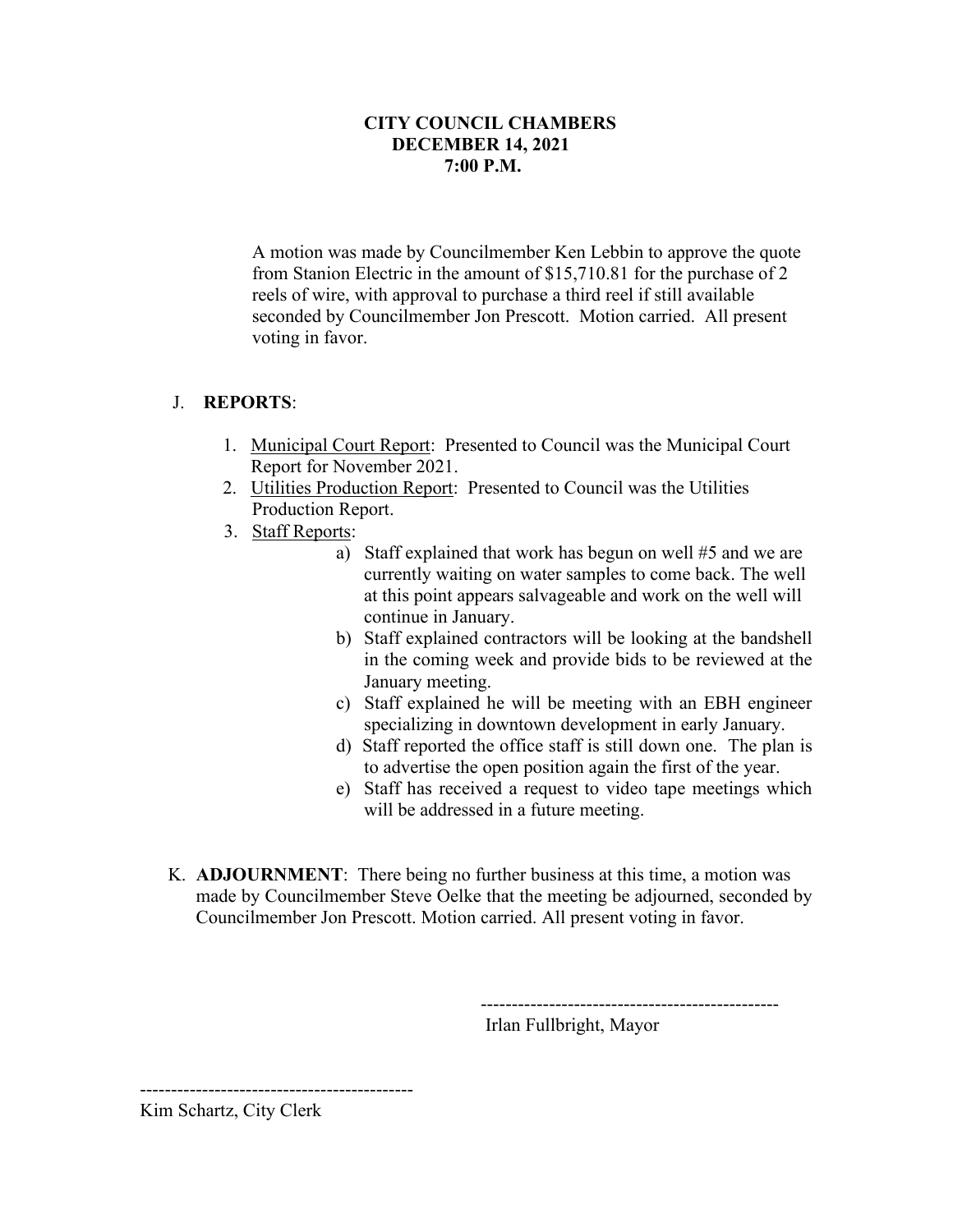**CITY COUNCIL CHAMBERS**
**DECEMBER 14, 2021**
**7:00 P.M.**

A motion was made by Councilmember Ken Lebbin to approve the quote from Stanion Electric in the amount of $15,710.81 for the purchase of 2 reels of wire, with approval to purchase a third reel if still available seconded by Councilmember Jon Prescott. Motion carried. All present voting in favor.

J. **REPORTS**:

1. Municipal Court Report: Presented to Council was the Municipal Court Report for November 2021.
2. Utilities Production Report: Presented to Council was the Utilities Production Report.
3. Staff Reports:
   a) Staff explained that work has begun on well #5 and we are currently waiting on water samples to come back. The well at this point appears salvageable and work on the well will continue in January.
   b) Staff explained contractors will be looking at the bandshell in the coming week and provide bids to be reviewed at the January meeting.
   c) Staff explained he will be meeting with an EBH engineer specializing in downtown development in early January.
   d) Staff reported the office staff is still down one. The plan is to advertise the open position again the first of the year.
   e) Staff has received a request to video tape meetings which will be addressed in a future meeting.

K. **ADJOURNMENT**: There being no further business at this time, a motion was made by Councilmember Steve Oelke that the meeting be adjourned, seconded by Councilmember Jon Prescott. Motion carried. All present voting in favor.

------------------------------------------------
Irlan Fullbright, Mayor

--------------------------------------------
Kim Schartz, City Clerk